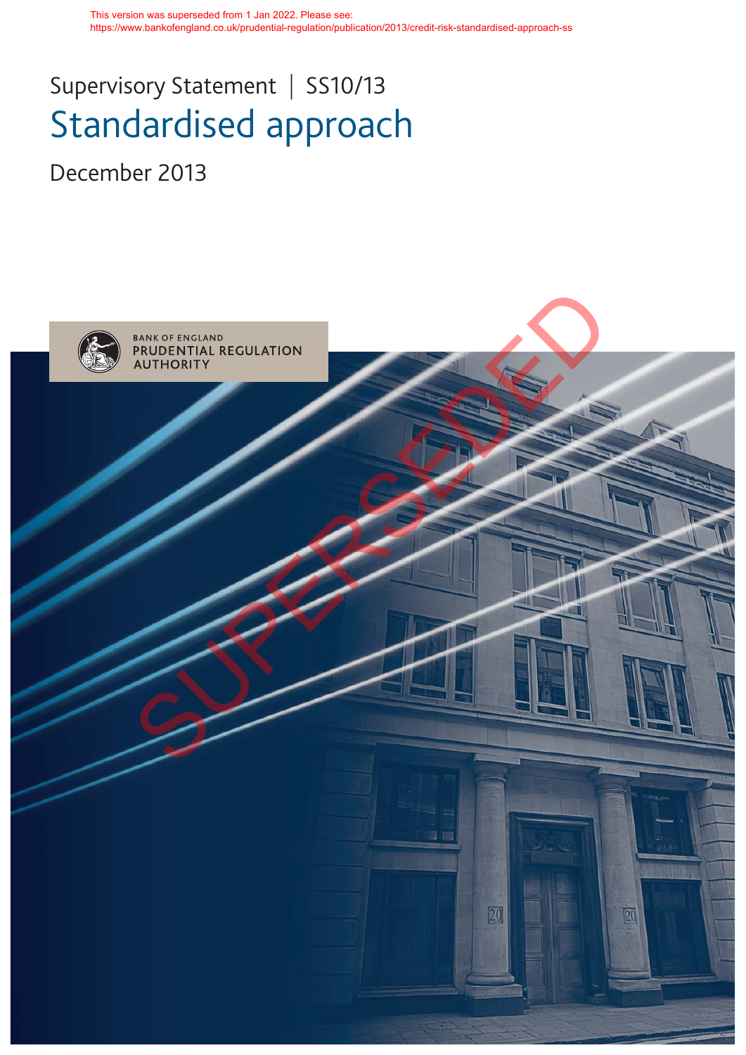This version was superseded from 1 Jan 2022. Please see: https://www.bankofengland.co.uk/prudential-regulation/publication/2013/credit-risk-standardised-approach-ss

Supervisory Statement | SS10/13

# Standardised approach

December 2013

BANK OF ENGLAND
PRUDENTIAL REGULATION AUTHORITY

SUPERSEDED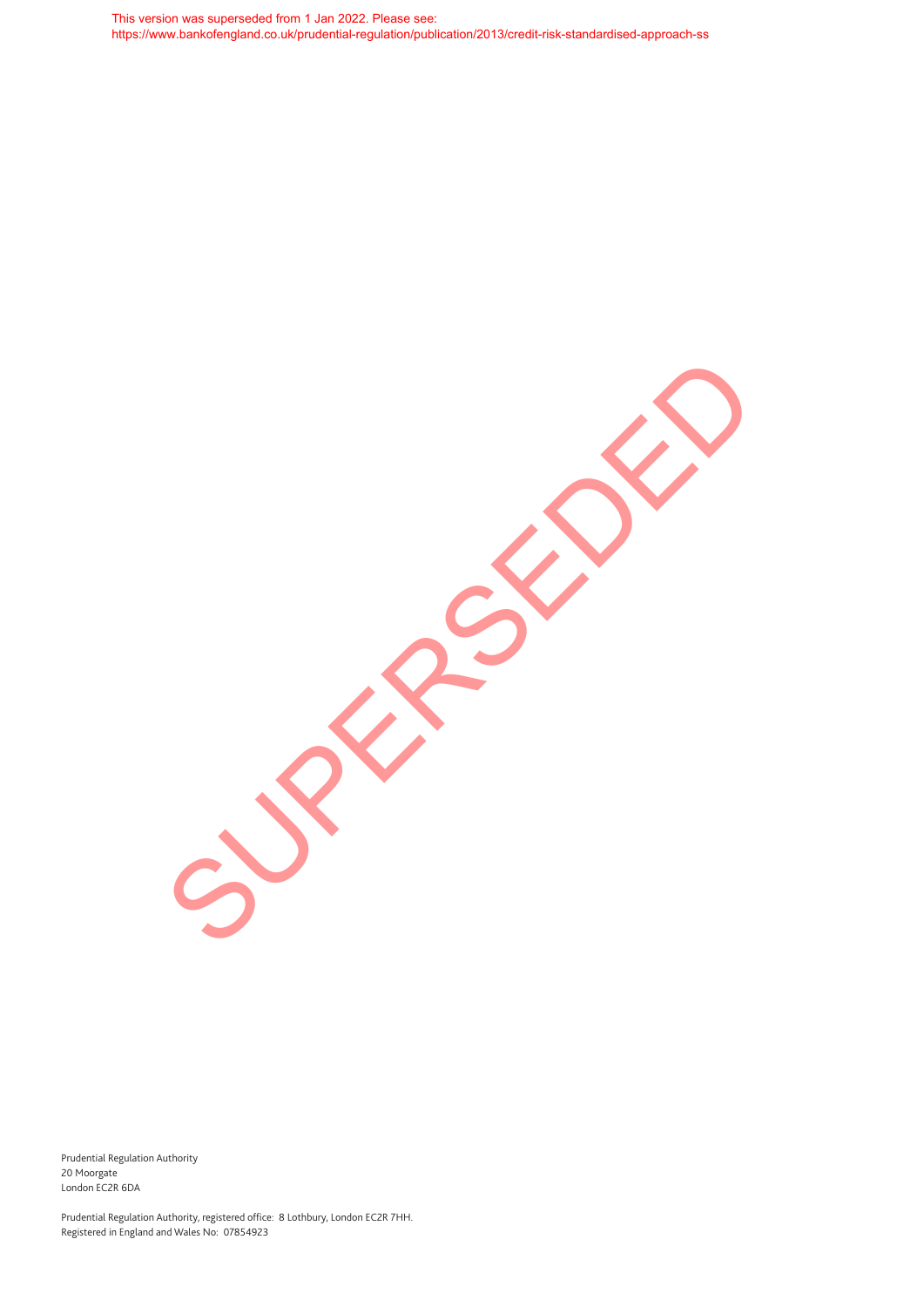This version was superseded from 1 Jan 2022. Please see:
https://www.bankofengland.co.uk/prudential-regulation/publication/2013/credit-risk-standardised-approach-ss

SUPERSEDED

Prudential Regulation Authority
20 Moorgate
London EC2R 6DA

Prudential Regulation Authority, registered office: 8 Lothbury, London EC2R 7HH.
Registered in England and Wales No: 07854923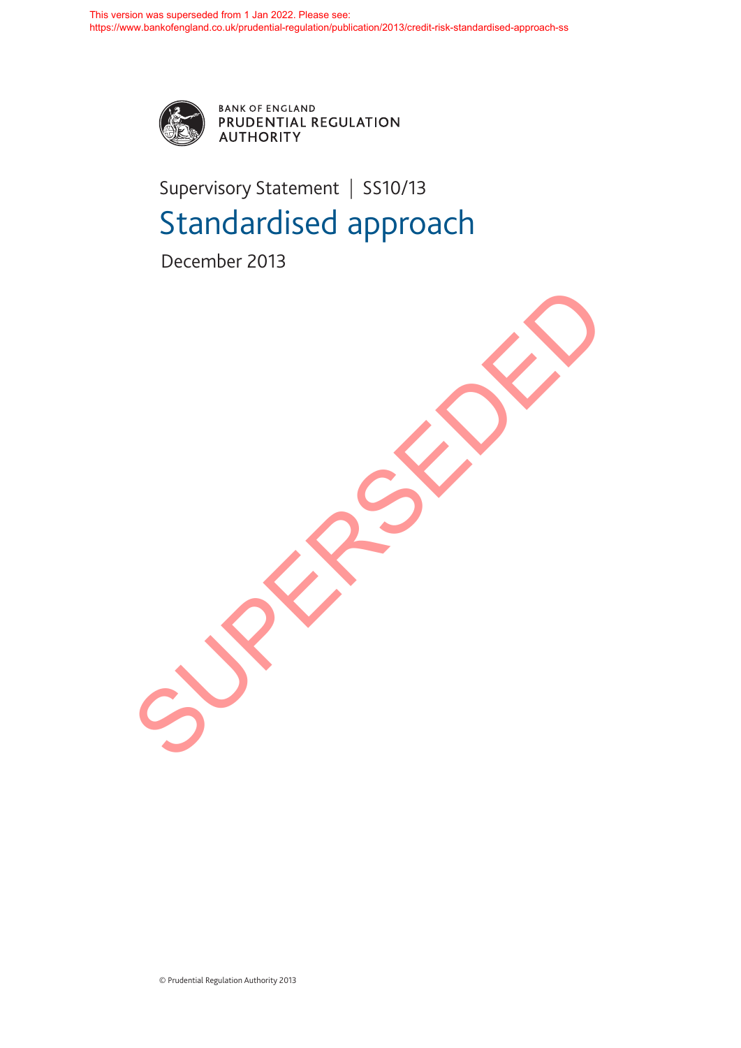This version was superseded from 1 Jan 2022. Please see: https://www.bankofengland.co.uk/prudential-regulation/publication/2013/credit-risk-standardised-approach-ss

BANK OF ENGLAND
PRUDENTIAL REGULATION
AUTHORITY

Supervisory Statement | SS10/13

# Standardised approach

December 2013

SUPERSEDED

© Prudential Regulation Authority 2013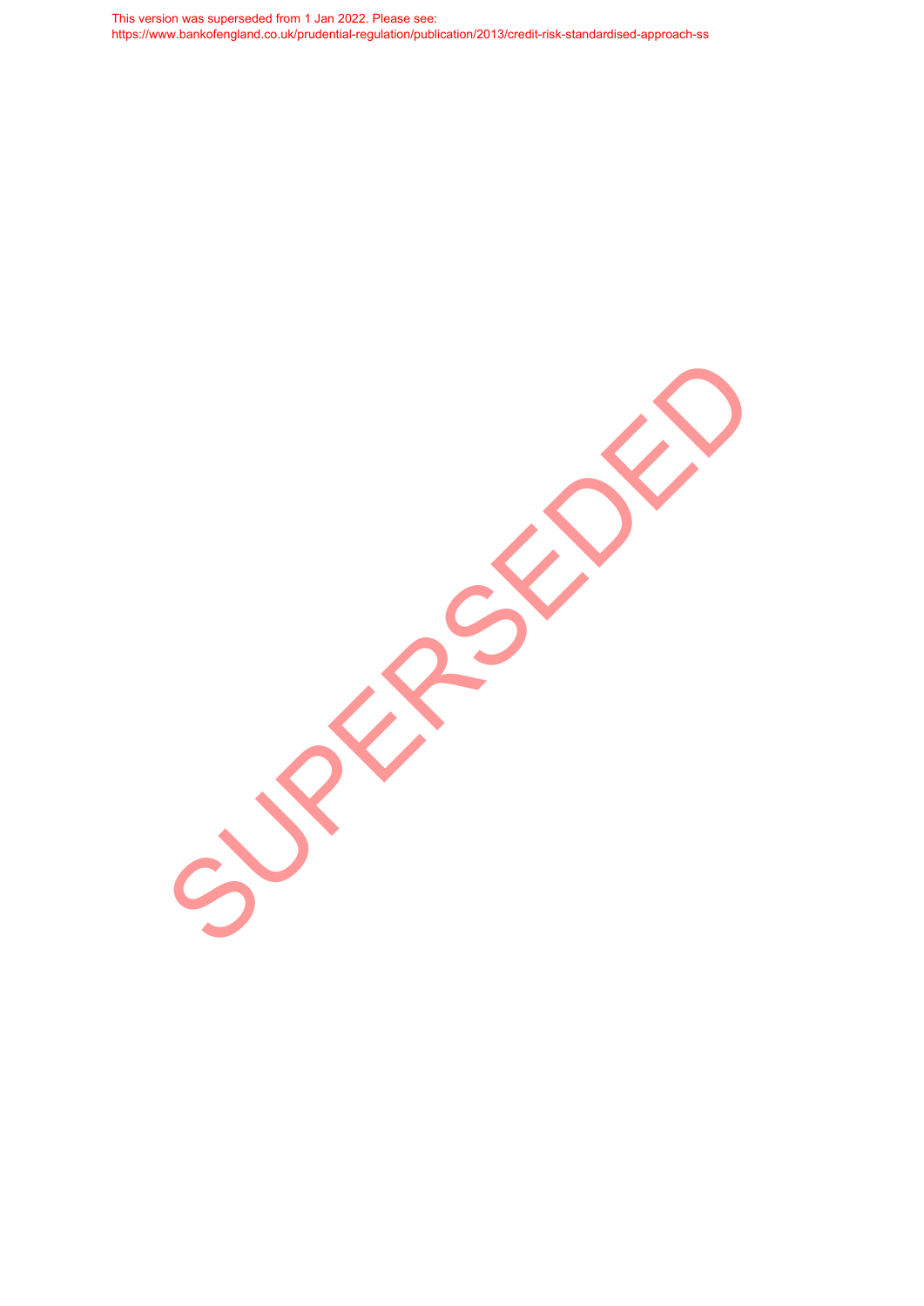This version was superseded from 1 Jan 2022. Please see: https://www.bankofengland.co.uk/prudential-regulation/publication/2013/credit-risk-standardised-approach-ss

SUPERSEDED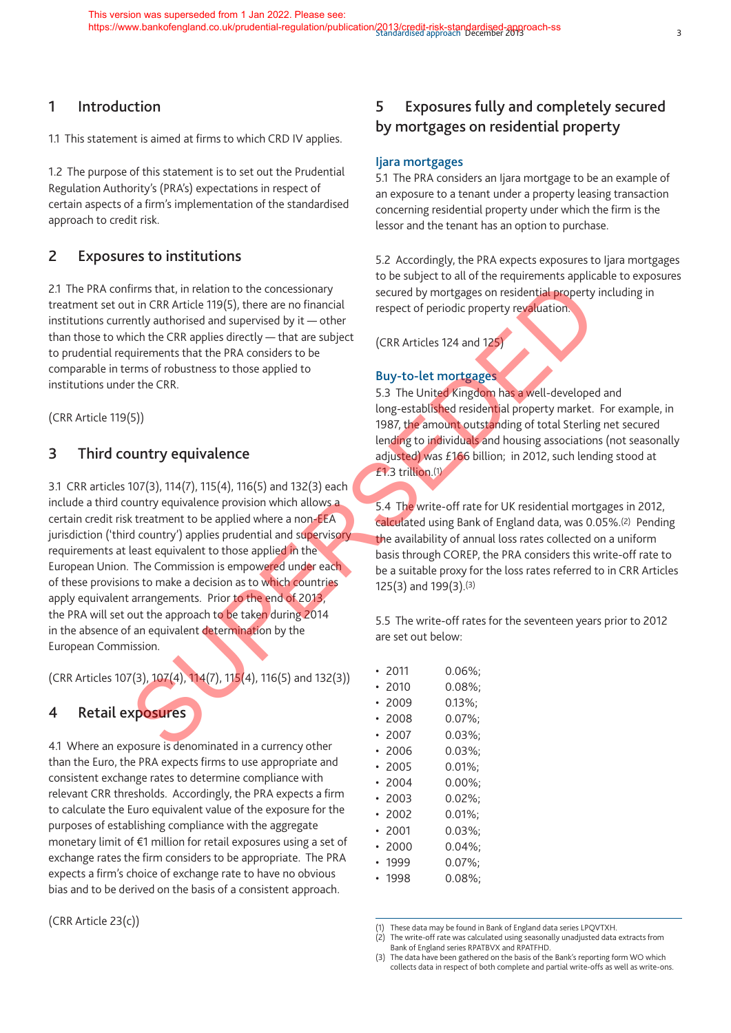## 1 Introduction

1.1 This statement is aimed at firms to which CRD IV applies.

1.2 The purpose of this statement is to set out the Prudential Regulation Authority's (PRA's) expectations in respect of certain aspects of a firm's implementation of the standardised approach to credit risk.

## 2 Exposures to institutions

2.1 The PRA confirms that, in relation to the concessionary treatment set out in CRR Article 119(5), there are no financial institutions currently authorised and supervised by it — other than those to which the CRR applies directly — that are subject to prudential requirements that the PRA considers to be comparable in terms of robustness to those applied to institutions under the CRR.

(CRR Article 119(5))

## 3 Third country equivalence

3.1 CRR articles 107(3), 114(7), 115(4), 116(5) and 132(3) each include a third country equivalence provision which allows a certain credit risk treatment to be applied where a non-EEA jurisdiction ('third country') applies prudential and supervisory requirements at least equivalent to those applied in the European Union. The Commission is empowered under each of these provisions to make a decision as to which countries apply equivalent arrangements. Prior to the end of 2013, the PRA will set out the approach to be taken during 2014 in the absence of an equivalent determination by the European Commission.

(CRR Articles 107(3), 107(4), 114(7), 115(4), 116(5) and 132(3))

## 4 Retail exposures

4.1 Where an exposure is denominated in a currency other than the Euro, the PRA expects firms to use appropriate and consistent exchange rates to determine compliance with relevant CRR thresholds. Accordingly, the PRA expects a firm to calculate the Euro equivalent value of the exposure for the purposes of establishing compliance with the aggregate monetary limit of €1 million for retail exposures using a set of exchange rates the firm considers to be appropriate. The PRA expects a firm's choice of exchange rate to have no obvious bias and to be derived on the basis of a consistent approach.

(CRR Article 23(c))

## 5 Exposures fully and completely secured by mortgages on residential property

### Ijara mortgages

5.1 The PRA considers an Ijara mortgage to be an example of an exposure to a tenant under a property leasing transaction concerning residential property under which the firm is the lessor and the tenant has an option to purchase.

5.2 Accordingly, the PRA expects exposures to Ijara mortgages to be subject to all of the requirements applicable to exposures secured by mortgages on residential property including in respect of periodic property revaluation.

(CRR Articles 124 and 125)

### Buy-to-let mortgages

5.3 The United Kingdom has a well-developed and long-established residential property market. For example, in 1987, the amount outstanding of total Sterling net secured lending to individuals and housing associations (not seasonally adjusted) was £166 billion; in 2012, such lending stood at £1.3 trillion.[1]

5.4 The write-off rate for UK residential mortgages in 2012, calculated using Bank of England data, was 0.05%.[2] Pending the availability of annual loss rates collected on a uniform basis through COREP, the PRA considers this write-off rate to be a suitable proxy for the loss rates referred to in CRR Articles 125(3) and 199(3).[3]

5.5 The write-off rates for the seventeen years prior to 2012 are set out below:

- 2011 0.06%;
- 2010 0.08%;
- 2009 0.13%;
- 2008 0.07%;
- 2007 0.03%;
- 2006 0.03%;
- 2005 0.01%;
- 2004 0.00%;
- 2003 0.02%;
- 2002 0.01%;
- 2001 0.03%;
- 2000 0.04%;
- 1999 0.07%;
- 1998 0.08%;

(1) These data may be found in Bank of England data series LPQVTXH.
(2) The write-off rate was calculated using seasonally unadjusted data extracts from Bank of England series RPATBVX and RPATFHD.
(3) The data have been gathered on the basis of the Bank's reporting form WO which collects data in respect of both complete and partial write-offs as well as write-ons.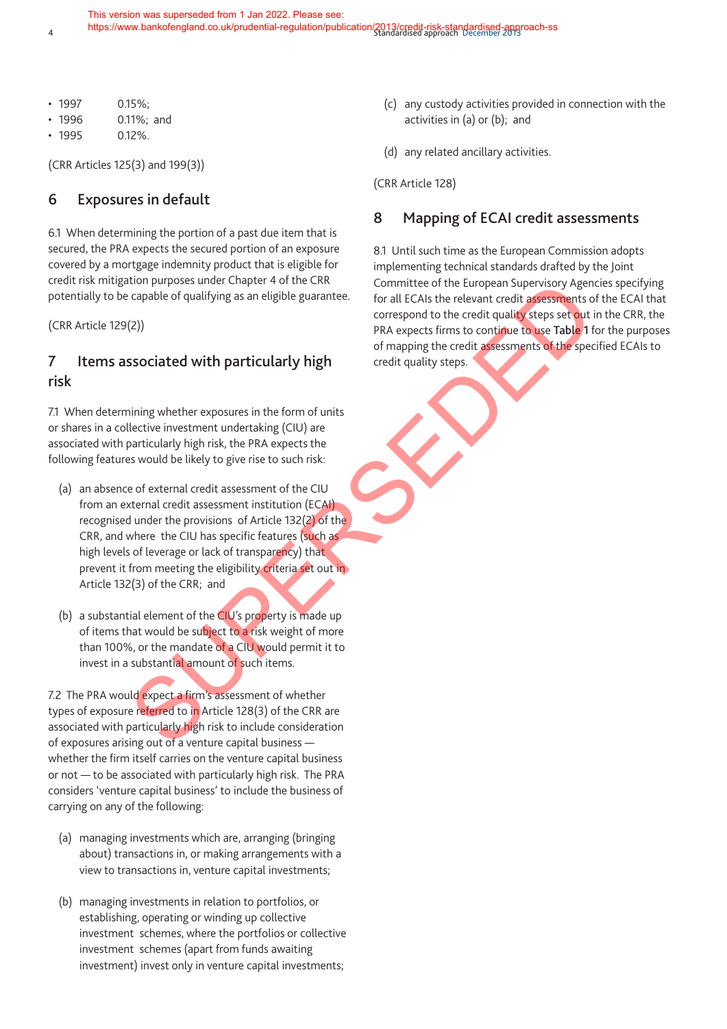- 1997 0.15%;
- 1996 0.11%; and
- 1995 0.12%.

(CRR Articles 125(3) and 199(3))

## 6 Exposures in default

6.1 When determining the portion of a past due item that is secured, the PRA expects the secured portion of an exposure covered by a mortgage indemnity product that is eligible for credit risk mitigation purposes under Chapter 4 of the CRR potentially to be capable of qualifying as an eligible guarantee.

(CRR Article 129(2))

## 7 Items associated with particularly high risk

7.1 When determining whether exposures in the form of units or shares in a collective investment undertaking (CIU) are associated with particularly high risk, the PRA expects the following features would be likely to give rise to such risk:

(a) an absence of external credit assessment of the CIU from an external credit assessment institution (ECAI) recognised under the provisions of Article 132(2) of the CRR, and where the CIU has specific features (such as high levels of leverage or lack of transparency) that prevent it from meeting the eligibility criteria set out in Article 132(3) of the CRR; and

(b) a substantial element of the CIU's property is made up of items that would be subject to a risk weight of more than 100%, or the mandate of a CIU would permit it to invest in a substantial amount of such items.

7.2 The PRA would expect a firm's assessment of whether types of exposure referred to in Article 128(3) of the CRR are associated with particularly high risk to include consideration of exposures arising out of a venture capital business — whether the firm itself carries on the venture capital business or not — to be associated with particularly high risk. The PRA considers 'venture capital business' to include the business of carrying on any of the following:

(a) managing investments which are, arranging (bringing about) transactions in, or making arrangements with a view to transactions in, venture capital investments;

(b) managing investments in relation to portfolios, or establishing, operating or winding up collective investment schemes, where the portfolios or collective investment schemes (apart from funds awaiting investment) invest only in venture capital investments;

(c) any custody activities provided in connection with the activities in (a) or (b); and

(d) any related ancillary activities.

(CRR Article 128)

## 8 Mapping of ECAI credit assessments

8.1 Until such time as the European Commission adopts implementing technical standards drafted by the Joint Committee of the European Supervisory Agencies specifying for all ECAIs the relevant credit assessments of the ECAI that correspond to the credit quality steps set out in the CRR, the PRA expects firms to continue to use **Table 1** for the purposes of mapping the credit assessments of the specified ECAIs to credit quality steps.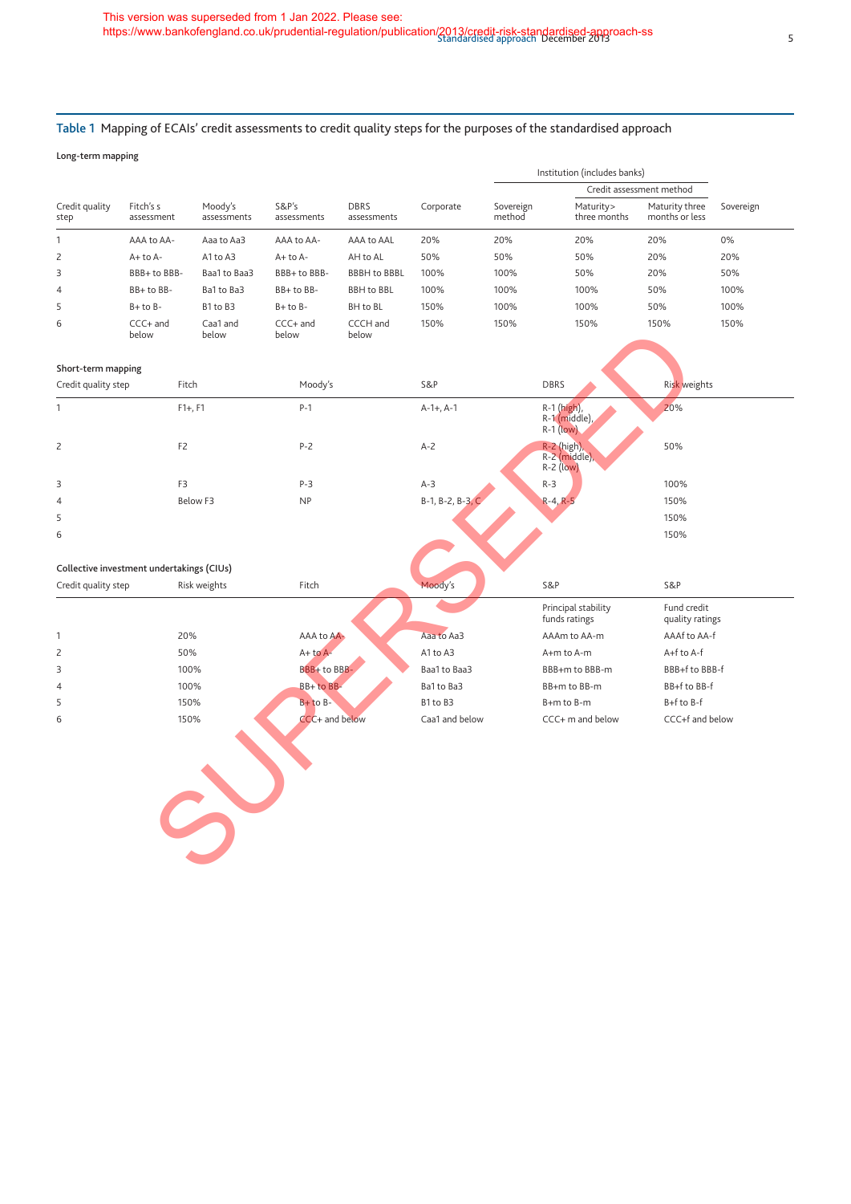This version was superseded from 1 Jan 2022. Please see:
https://www.bankofengland.co.uk/prudential-regulation/publication/2013/credit-risk-standardised-approach-ss

## Table 1 Mapping of ECAIs' credit assessments to credit quality steps for the purposes of the standardised approach

**Long-term mapping**

| | | | | | | Institution (includes banks) | | | |
|---|---|---|---|---|---|---|---|---|---|
| | | | | | | | Credit assessment method | | |
| Credit quality step | Fitch's s assessment | Moody's assessments | S&P's assessments | DBRS assessments | Corporate | Sovereign method | Maturity> three months | Maturity three months or less | Sovereign |
| 1 | AAA to AA- | Aaa to Aa3 | AAA to AA- | AAA to AAL | 20% | 20% | 20% | 20% | 0% |
| 2 | A+ to A- | A1 to A3 | A+ to A- | AH to AL | 50% | 50% | 50% | 20% | 20% |
| 3 | BBB+ to BBB- | Baa1 to Baa3 | BBB+ to BBB- | BBBH to BBBL | 100% | 100% | 50% | 20% | 50% |
| 4 | BB+ to BB- | Ba1 to Ba3 | BB+ to BB- | BBH to BBL | 100% | 100% | 100% | 50% | 100% |
| 5 | B+ to B- | B1 to B3 | B+ to B- | BH to BL | 150% | 100% | 100% | 50% | 100% |
| 6 | CCC+ and below | Caa1 and below | CCC+ and below | CCCH and below | 150% | 150% | 150% | 150% | 150% |

**Short-term mapping**

| Credit quality step | Fitch | Moody's | S&P | DBRS | Risk weights |
|---|---|---|---|---|---|
| 1 | F1+, F1 | P-1 | A-1+, A-1 | R-1 (high), R-1 (middle), R-1 (low) | 20% |
| 2 | F2 | P-2 | A-2 | R-2 (high), R-2 (middle), R-2 (low) | 50% |
| 3 | F3 | P-3 | A-3 | R-3 | 100% |
| 4 | Below F3 | NP | B-1, B-2, B-3, C | R-4, R-5 | 150% |
| 5 | | | | | 150% |
| 6 | | | | | 150% |

**Collective investment undertakings (CIUs)**

| Credit quality step | Risk weights | Fitch | Moody's | S&P | S&P |
|---|---|---|---|---|---|
| | | | | Principal stability funds ratings | Fund credit quality ratings |
| 1 | 20% | AAA to AA- | Aaa to Aa3 | AAAm to AA-m | AAAf to AA-f |
| 2 | 50% | A+ to A- | A1 to A3 | A+m to A-m | A+f to A-f |
| 3 | 100% | BBB+ to BBB- | Baa1 to Baa3 | BBB+m to BBB-m | BBB+f to BBB-f |
| 4 | 100% | BB+ to BB- | Ba1 to Ba3 | BB+m to BB-m | BB+f to BB-f |
| 5 | 150% | B+ to B- | B1 to B3 | B+m to B-m | B+f to B-f |
| 6 | 150% | CCC+ and below | Caa1 and below | CCC+ m and below | CCC+f and below |

SUPERSEDED